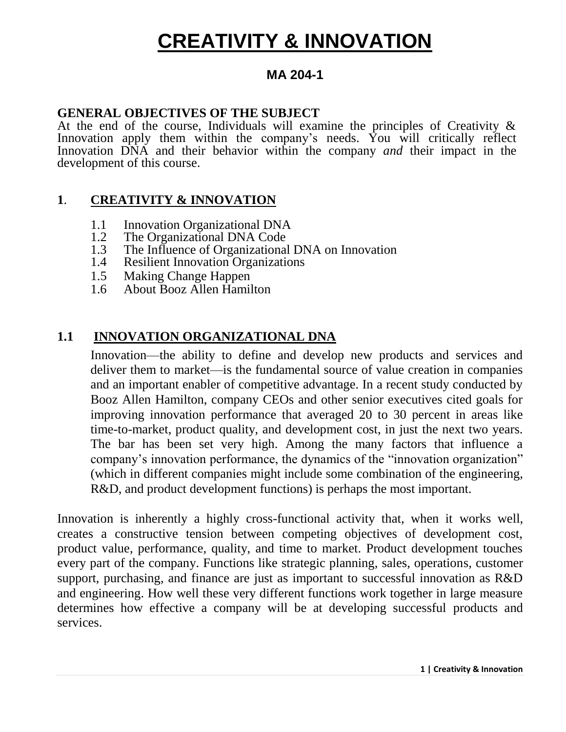# CREATIVITY & INNOVATION

**MA 204-1**

**GENERAL OBJECTIVES OF THE SUBJECT**

At the end of the course, Individuals will examine the principles of Creativity & Innovation apply them within the company's needs. You will critically reflect Innovation DNA and their behavior within the company *and* their impact in the development of this course.

## 1. CREATIVITY & INNOVATION

- 1.1 Innovation Organizational DNA
- 1.2 The Organizational DNA Code
- 1.3 The Influence of Organizational DNA on Innovation
- 1.4 Resilient Innovation Organizations
- 1.5 Making Change Happen
- 1.6 About Booz Allen Hamilton

### 1.1 INNOVATION ORGANIZATIONAL DNA

Innovation—the ability to define and develop new products and services and deliver them to market—is the fundamental source of value creation in companies and an important enabler of competitive advantage. In a recent study conducted by Booz Allen Hamilton, company CEOs and other senior executives cited goals for improving innovation performance that averaged 20 to 30 percent in areas like time-to-market, product quality, and development cost, in just the next two years. The bar has been set very high. Among the many factors that influence a company's innovation performance, the dynamics of the "innovation organization" (which in different companies might include some combination of the engineering, R&D, and product development functions) is perhaps the most important.

Innovation is inherently a highly cross-functional activity that, when it works well, creates a constructive tension between competing objectives of development cost, product value, performance, quality, and time to market. Product development touches every part of the company. Functions like strategic planning, sales, operations, customer support, purchasing, and finance are just as important to successful innovation as R&D and engineering. How well these very different functions work together in large measure determines how effective a company will be at developing successful products and services.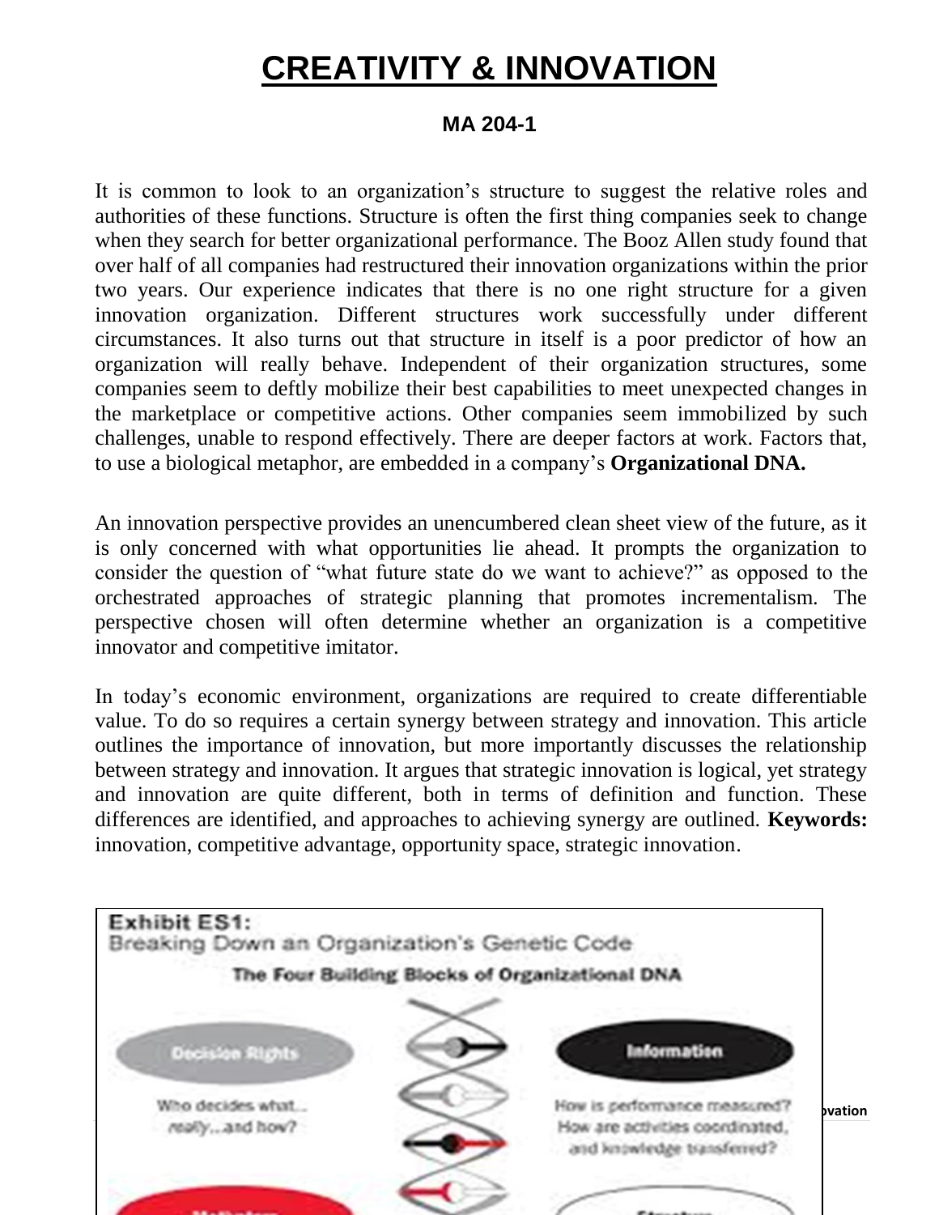# CREATIVITY & INNOVATION

**MA 204-1**

It is common to look to an organization's structure to suggest the relative roles and authorities of these functions. Structure is often the first thing companies seek to change when they search for better organizational performance. The Booz Allen study found that over half of all companies had restructured their innovation organizations within the prior two years. Our experience indicates that there is no one right structure for a given innovation organization. Different structures work successfully under different circumstances. It also turns out that structure in itself is a poor predictor of how an organization will really behave. Independent of their organization structures, some companies seem to deftly mobilize their best capabilities to meet unexpected changes in the marketplace or competitive actions. Other companies seem immobilized by such challenges, unable to respond effectively. There are deeper factors at work. Factors that, to use a biological metaphor, are embedded in a company's **Organizational DNA.**

An innovation perspective provides an unencumbered clean sheet view of the future, as it is only concerned with what opportunities lie ahead. It prompts the organization to consider the question of "what future state do we want to achieve?" as opposed to the orchestrated approaches of strategic planning that promotes incrementalism. The perspective chosen will often determine whether an organization is a competitive innovator and competitive imitator.

In today's economic environment, organizations are required to create differentiable value. To do so requires a certain synergy between strategy and innovation. This article outlines the importance of innovation, but more importantly discusses the relationship between strategy and innovation. It argues that strategic innovation is logical, yet strategy and innovation are quite different, both in terms of definition and function. These differences are identified, and approaches to achieving synergy are outlined. **Keywords:** innovation, competitive advantage, opportunity space, strategic innovation.

**Exhibit ES1:**
Breaking Down an Organization's Genetic Code

**The Four Building Blocks of Organizational DNA**

Decision Rights — Who decides what... really...and how?

Information — How is performance measured? How are activities coordinated, and knowledge transferred?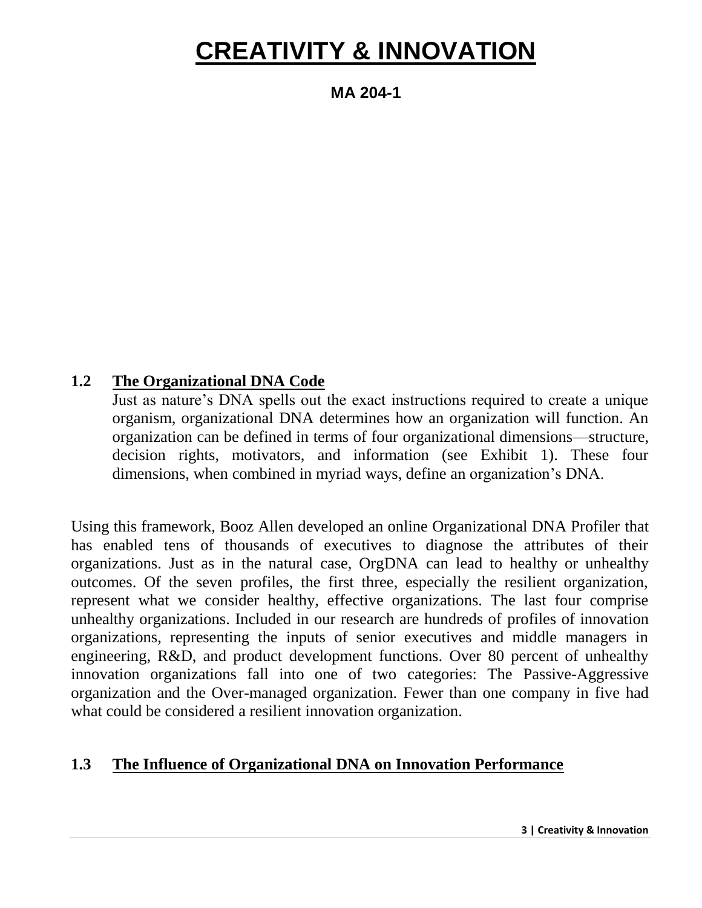# CREATIVITY & INNOVATION

**MA 204-1**

## 1.2 The Organizational DNA Code

Just as nature's DNA spells out the exact instructions required to create a unique organism, organizational DNA determines how an organization will function. An organization can be defined in terms of four organizational dimensions—structure, decision rights, motivators, and information (see Exhibit 1). These four dimensions, when combined in myriad ways, define an organization's DNA.

Using this framework, Booz Allen developed an online Organizational DNA Profiler that has enabled tens of thousands of executives to diagnose the attributes of their organizations. Just as in the natural case, OrgDNA can lead to healthy or unhealthy outcomes. Of the seven profiles, the first three, especially the resilient organization, represent what we consider healthy, effective organizations. The last four comprise unhealthy organizations. Included in our research are hundreds of profiles of innovation organizations, representing the inputs of senior executives and middle managers in engineering, R&D, and product development functions. Over 80 percent of unhealthy innovation organizations fall into one of two categories: The Passive-Aggressive organization and the Over-managed organization. Fewer than one company in five had what could be considered a resilient innovation organization.

## 1.3 The Influence of Organizational DNA on Innovation Performance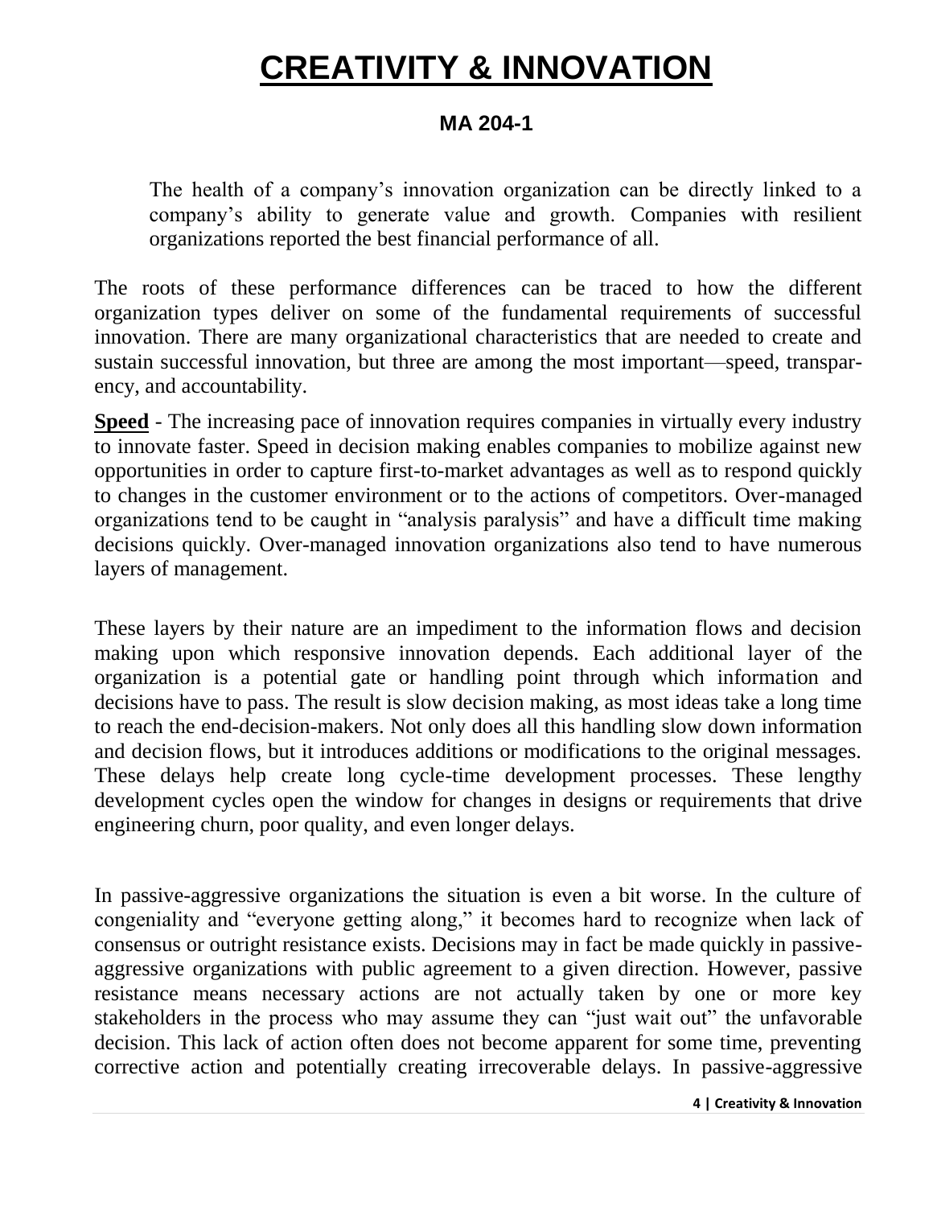# CREATIVITY & INNOVATION

**MA 204-1**

> The health of a company's innovation organization can be directly linked to a company's ability to generate value and growth. Companies with resilient organizations reported the best financial performance of all.

The roots of these performance differences can be traced to how the different organization types deliver on some of the fundamental requirements of successful innovation. There are many organizational characteristics that are needed to create and sustain successful innovation, but three are among the most important—speed, transparency, and accountability.

**Speed** - The increasing pace of innovation requires companies in virtually every industry to innovate faster. Speed in decision making enables companies to mobilize against new opportunities in order to capture first-to-market advantages as well as to respond quickly to changes in the customer environment or to the actions of competitors. Over-managed organizations tend to be caught in "analysis paralysis" and have a difficult time making decisions quickly. Over-managed innovation organizations also tend to have numerous layers of management.

These layers by their nature are an impediment to the information flows and decision making upon which responsive innovation depends. Each additional layer of the organization is a potential gate or handling point through which information and decisions have to pass. The result is slow decision making, as most ideas take a long time to reach the end-decision-makers. Not only does all this handling slow down information and decision flows, but it introduces additions or modifications to the original messages. These delays help create long cycle-time development processes. These lengthy development cycles open the window for changes in designs or requirements that drive engineering churn, poor quality, and even longer delays.

In passive-aggressive organizations the situation is even a bit worse. In the culture of congeniality and "everyone getting along," it becomes hard to recognize when lack of consensus or outright resistance exists. Decisions may in fact be made quickly in passive-aggressive organizations with public agreement to a given direction. However, passive resistance means necessary actions are not actually taken by one or more key stakeholders in the process who may assume they can "just wait out" the unfavorable decision. This lack of action often does not become apparent for some time, preventing corrective action and potentially creating irrecoverable delays. In passive-aggressive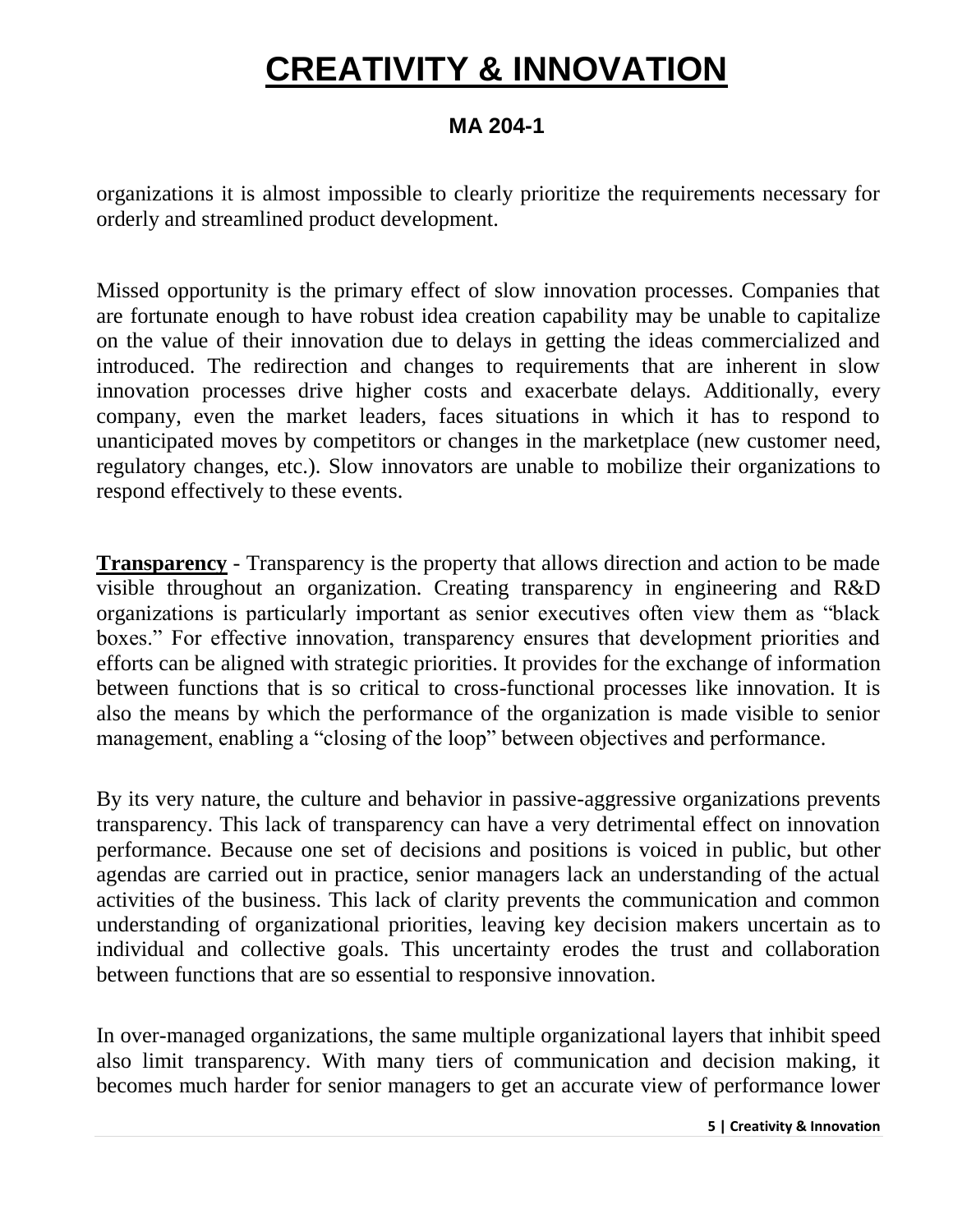organizations it is almost impossible to clearly prioritize the requirements necessary for orderly and streamlined product development.

Missed opportunity is the primary effect of slow innovation processes. Companies that are fortunate enough to have robust idea creation capability may be unable to capitalize on the value of their innovation due to delays in getting the ideas commercialized and introduced. The redirection and changes to requirements that are inherent in slow innovation processes drive higher costs and exacerbate delays. Additionally, every company, even the market leaders, faces situations in which it has to respond to unanticipated moves by competitors or changes in the marketplace (new customer need, regulatory changes, etc.). Slow innovators are unable to mobilize their organizations to respond effectively to these events.

**Transparency** - Transparency is the property that allows direction and action to be made visible throughout an organization. Creating transparency in engineering and R&D organizations is particularly important as senior executives often view them as "black boxes." For effective innovation, transparency ensures that development priorities and efforts can be aligned with strategic priorities. It provides for the exchange of information between functions that is so critical to cross-functional processes like innovation. It is also the means by which the performance of the organization is made visible to senior management, enabling a "closing of the loop" between objectives and performance.

By its very nature, the culture and behavior in passive-aggressive organizations prevents transparency. This lack of transparency can have a very detrimental effect on innovation performance. Because one set of decisions and positions is voiced in public, but other agendas are carried out in practice, senior managers lack an understanding of the actual activities of the business. This lack of clarity prevents the communication and common understanding of organizational priorities, leaving key decision makers uncertain as to individual and collective goals. This uncertainty erodes the trust and collaboration between functions that are so essential to responsive innovation.

In over-managed organizations, the same multiple organizational layers that inhibit speed also limit transparency. With many tiers of communication and decision making, it becomes much harder for senior managers to get an accurate view of performance lower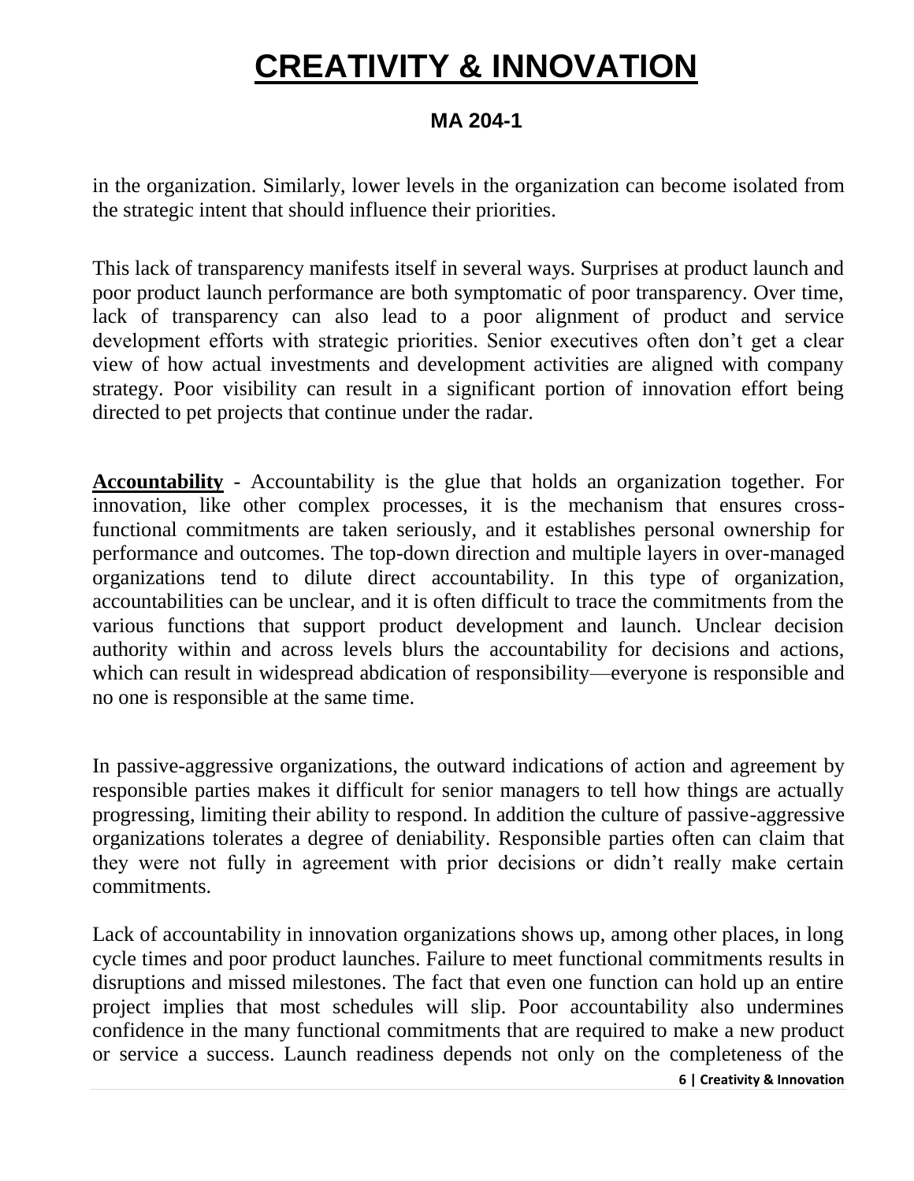in the organization. Similarly, lower levels in the organization can become isolated from the strategic intent that should influence their priorities.

This lack of transparency manifests itself in several ways. Surprises at product launch and poor product launch performance are both symptomatic of poor transparency. Over time, lack of transparency can also lead to a poor alignment of product and service development efforts with strategic priorities. Senior executives often don't get a clear view of how actual investments and development activities are aligned with company strategy. Poor visibility can result in a significant portion of innovation effort being directed to pet projects that continue under the radar.

**Accountability** - Accountability is the glue that holds an organization together. For innovation, like other complex processes, it is the mechanism that ensures cross-functional commitments are taken seriously, and it establishes personal ownership for performance and outcomes. The top-down direction and multiple layers in over-managed organizations tend to dilute direct accountability. In this type of organization, accountabilities can be unclear, and it is often difficult to trace the commitments from the various functions that support product development and launch. Unclear decision authority within and across levels blurs the accountability for decisions and actions, which can result in widespread abdication of responsibility—everyone is responsible and no one is responsible at the same time.

In passive-aggressive organizations, the outward indications of action and agreement by responsible parties makes it difficult for senior managers to tell how things are actually progressing, limiting their ability to respond. In addition the culture of passive-aggressive organizations tolerates a degree of deniability. Responsible parties often can claim that they were not fully in agreement with prior decisions or didn't really make certain commitments.

Lack of accountability in innovation organizations shows up, among other places, in long cycle times and poor product launches. Failure to meet functional commitments results in disruptions and missed milestones. The fact that even one function can hold up an entire project implies that most schedules will slip. Poor accountability also undermines confidence in the many functional commitments that are required to make a new product or service a success. Launch readiness depends not only on the completeness of the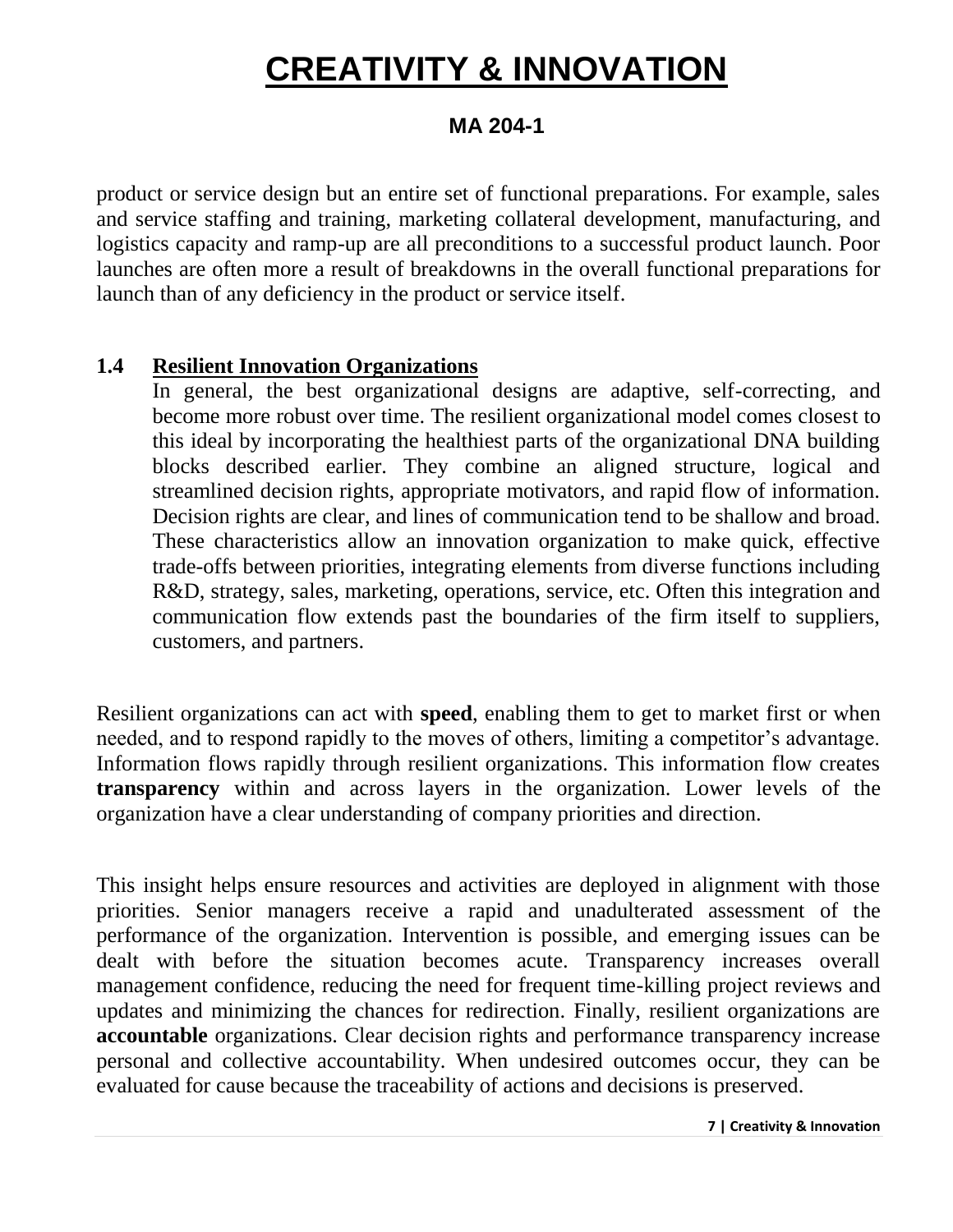product or service design but an entire set of functional preparations. For example, sales and service staffing and training, marketing collateral development, manufacturing, and logistics capacity and ramp-up are all preconditions to a successful product launch. Poor launches are often more a result of breakdowns in the overall functional preparations for launch than of any deficiency in the product or service itself.

### 1.4 Resilient Innovation Organizations

In general, the best organizational designs are adaptive, self-correcting, and become more robust over time. The resilient organizational model comes closest to this ideal by incorporating the healthiest parts of the organizational DNA building blocks described earlier. They combine an aligned structure, logical and streamlined decision rights, appropriate motivators, and rapid flow of information. Decision rights are clear, and lines of communication tend to be shallow and broad. These characteristics allow an innovation organization to make quick, effective trade-offs between priorities, integrating elements from diverse functions including R&D, strategy, sales, marketing, operations, service, etc. Often this integration and communication flow extends past the boundaries of the firm itself to suppliers, customers, and partners.

Resilient organizations can act with **speed**, enabling them to get to market first or when needed, and to respond rapidly to the moves of others, limiting a competitor's advantage. Information flows rapidly through resilient organizations. This information flow creates **transparency** within and across layers in the organization. Lower levels of the organization have a clear understanding of company priorities and direction.

This insight helps ensure resources and activities are deployed in alignment with those priorities. Senior managers receive a rapid and unadulterated assessment of the performance of the organization. Intervention is possible, and emerging issues can be dealt with before the situation becomes acute. Transparency increases overall management confidence, reducing the need for frequent time-killing project reviews and updates and minimizing the chances for redirection. Finally, resilient organizations are **accountable** organizations. Clear decision rights and performance transparency increase personal and collective accountability. When undesired outcomes occur, they can be evaluated for cause because the traceability of actions and decisions is preserved.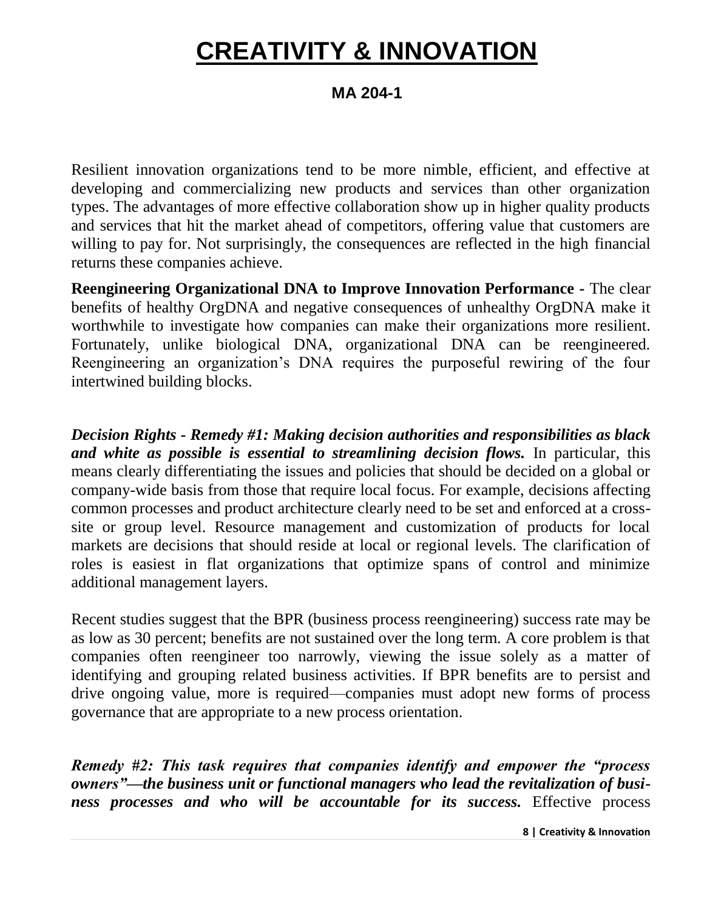# CREATIVITY & INNOVATION

**MA 204-1**

Resilient innovation organizations tend to be more nimble, efficient, and effective at developing and commercializing new products and services than other organization types. The advantages of more effective collaboration show up in higher quality products and services that hit the market ahead of competitors, offering value that customers are willing to pay for. Not surprisingly, the consequences are reflected in the high financial returns these companies achieve.

**Reengineering Organizational DNA to Improve Innovation Performance -** The clear benefits of healthy OrgDNA and negative consequences of unhealthy OrgDNA make it worthwhile to investigate how companies can make their organizations more resilient. Fortunately, unlike biological DNA, organizational DNA can be reengineered. Reengineering an organization's DNA requires the purposeful rewiring of the four intertwined building blocks.

***Decision Rights - Remedy #1: Making decision authorities and responsibilities as black and white as possible is essential to streamlining decision flows.*** In particular, this means clearly differentiating the issues and policies that should be decided on a global or company-wide basis from those that require local focus. For example, decisions affecting common processes and product architecture clearly need to be set and enforced at a cross-site or group level. Resource management and customization of products for local markets are decisions that should reside at local or regional levels. The clarification of roles is easiest in flat organizations that optimize spans of control and minimize additional management layers.

Recent studies suggest that the BPR (business process reengineering) success rate may be as low as 30 percent; benefits are not sustained over the long term. A core problem is that companies often reengineer too narrowly, viewing the issue solely as a matter of identifying and grouping related business activities. If BPR benefits are to persist and drive ongoing value, more is required—companies must adopt new forms of process governance that are appropriate to a new process orientation.

***Remedy #2: This task requires that companies identify and empower the "process owners"—the business unit or functional managers who lead the revitalization of business processes and who will be accountable for its success.*** Effective process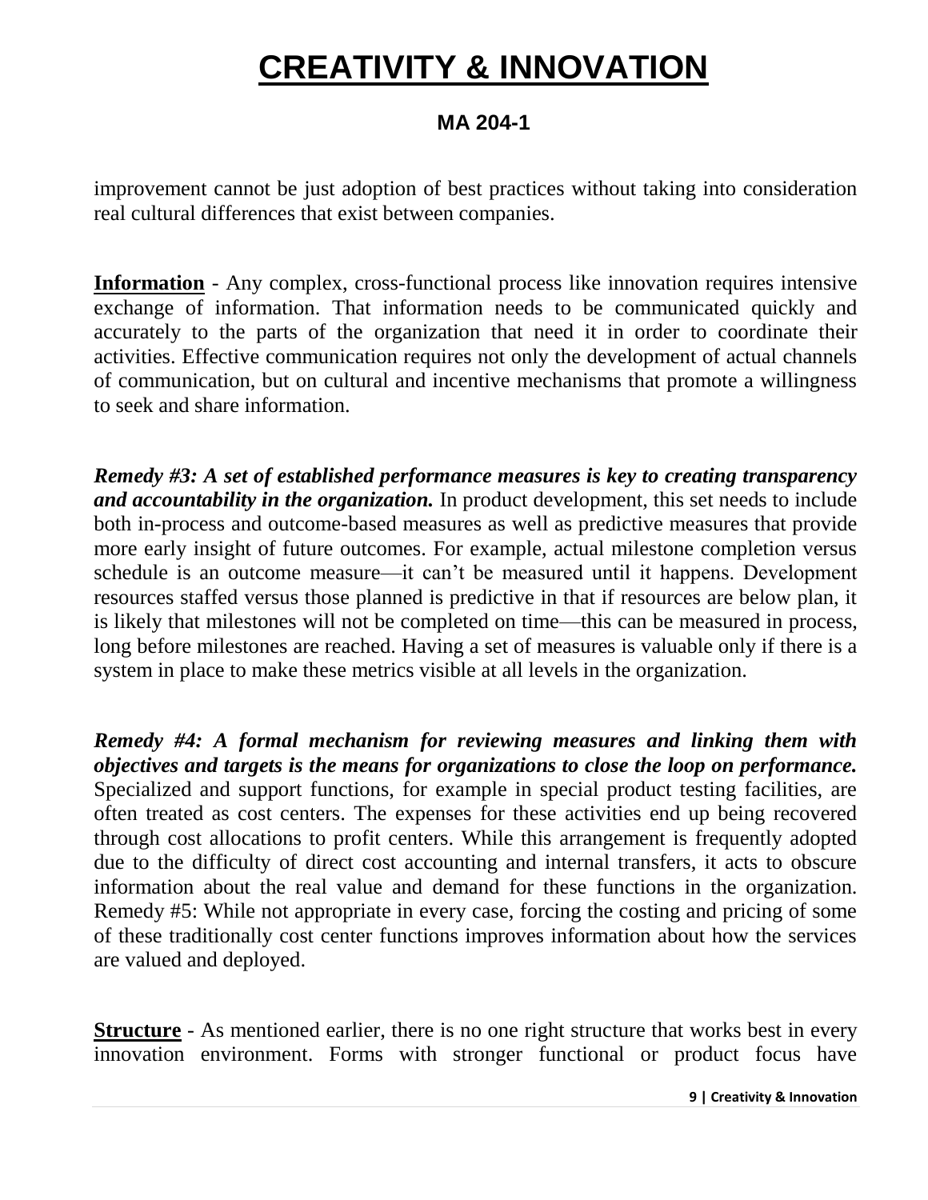improvement cannot be just adoption of best practices without taking into consideration real cultural differences that exist between companies.

**Information** - Any complex, cross-functional process like innovation requires intensive exchange of information. That information needs to be communicated quickly and accurately to the parts of the organization that need it in order to coordinate their activities. Effective communication requires not only the development of actual channels of communication, but on cultural and incentive mechanisms that promote a willingness to seek and share information.

***Remedy #3: A set of established performance measures is key to creating transparency and accountability in the organization.*** In product development, this set needs to include both in-process and outcome-based measures as well as predictive measures that provide more early insight of future outcomes. For example, actual milestone completion versus schedule is an outcome measure—it can't be measured until it happens. Development resources staffed versus those planned is predictive in that if resources are below plan, it is likely that milestones will not be completed on time—this can be measured in process, long before milestones are reached. Having a set of measures is valuable only if there is a system in place to make these metrics visible at all levels in the organization.

***Remedy #4: A formal mechanism for reviewing measures and linking them with objectives and targets is the means for organizations to close the loop on performance.*** Specialized and support functions, for example in special product testing facilities, are often treated as cost centers. The expenses for these activities end up being recovered through cost allocations to profit centers. While this arrangement is frequently adopted due to the difficulty of direct cost accounting and internal transfers, it acts to obscure information about the real value and demand for these functions in the organization. Remedy #5: While not appropriate in every case, forcing the costing and pricing of some of these traditionally cost center functions improves information about how the services are valued and deployed.

**Structure** - As mentioned earlier, there is no one right structure that works best in every innovation environment. Forms with stronger functional or product focus have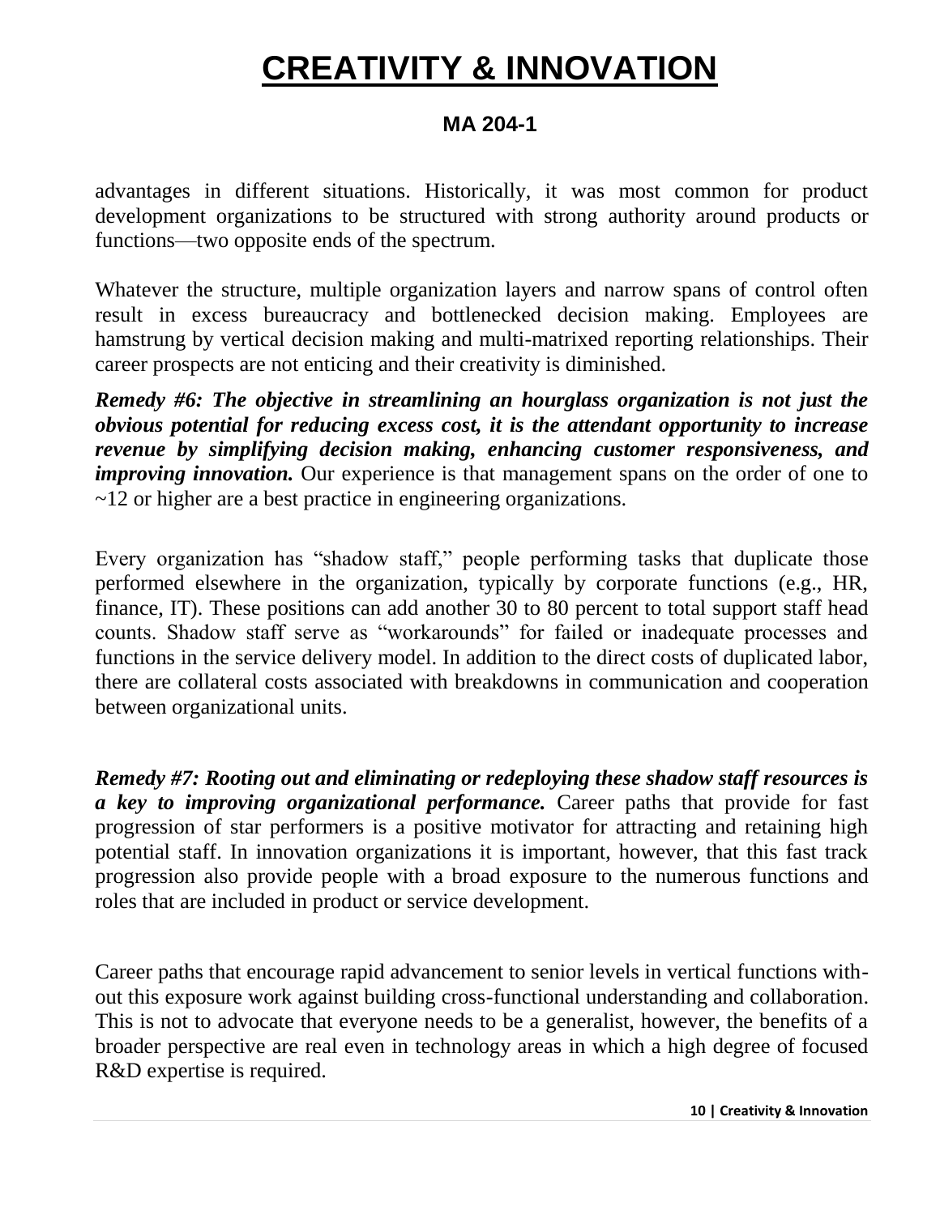advantages in different situations. Historically, it was most common for product development organizations to be structured with strong authority around products or functions—two opposite ends of the spectrum.

Whatever the structure, multiple organization layers and narrow spans of control often result in excess bureaucracy and bottlenecked decision making. Employees are hamstrung by vertical decision making and multi-matrixed reporting relationships. Their career prospects are not enticing and their creativity is diminished.

***Remedy #6: The objective in streamlining an hourglass organization is not just the obvious potential for reducing excess cost, it is the attendant opportunity to increase revenue by simplifying decision making, enhancing customer responsiveness, and improving innovation.*** Our experience is that management spans on the order of one to ~12 or higher are a best practice in engineering organizations.

Every organization has "shadow staff," people performing tasks that duplicate those performed elsewhere in the organization, typically by corporate functions (e.g., HR, finance, IT). These positions can add another 30 to 80 percent to total support staff head counts. Shadow staff serve as "workarounds" for failed or inadequate processes and functions in the service delivery model. In addition to the direct costs of duplicated labor, there are collateral costs associated with breakdowns in communication and cooperation between organizational units.

***Remedy #7: Rooting out and eliminating or redeploying these shadow staff resources is a key to improving organizational performance.*** Career paths that provide for fast progression of star performers is a positive motivator for attracting and retaining high potential staff. In innovation organizations it is important, however, that this fast track progression also provide people with a broad exposure to the numerous functions and roles that are included in product or service development.

Career paths that encourage rapid advancement to senior levels in vertical functions without this exposure work against building cross-functional understanding and collaboration. This is not to advocate that everyone needs to be a generalist, however, the benefits of a broader perspective are real even in technology areas in which a high degree of focused R&D expertise is required.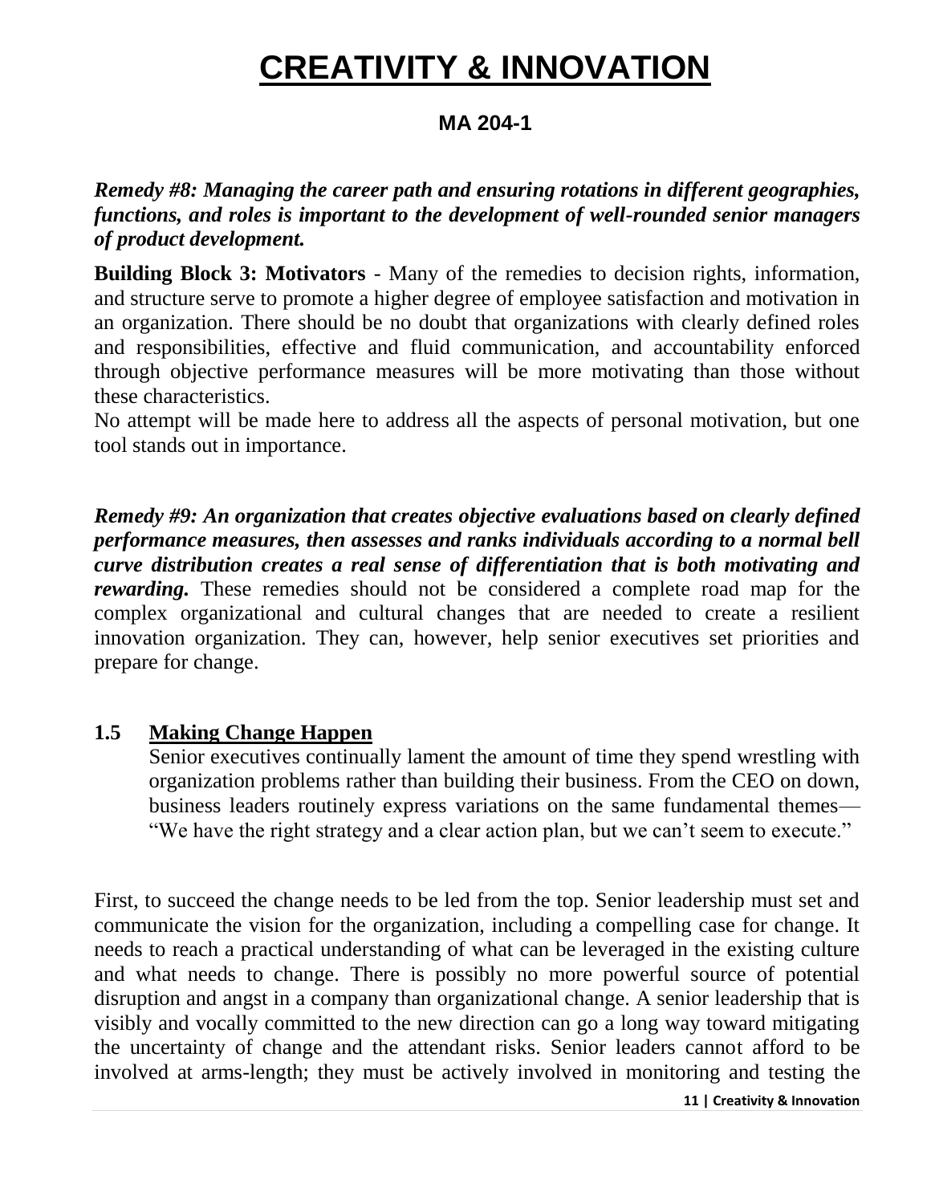# CREATIVITY & INNOVATION

**MA 204-1**

***Remedy #8: Managing the career path and ensuring rotations in different geographies, functions, and roles is important to the development of well-rounded senior managers of product development.***

**Building Block 3: Motivators** - Many of the remedies to decision rights, information, and structure serve to promote a higher degree of employee satisfaction and motivation in an organization. There should be no doubt that organizations with clearly defined roles and responsibilities, effective and fluid communication, and accountability enforced through objective performance measures will be more motivating than those without these characteristics.

No attempt will be made here to address all the aspects of personal motivation, but one tool stands out in importance.

***Remedy #9: An organization that creates objective evaluations based on clearly defined performance measures, then assesses and ranks individuals according to a normal bell curve distribution creates a real sense of differentiation that is both motivating and rewarding.*** These remedies should not be considered a complete road map for the complex organizational and cultural changes that are needed to create a resilient innovation organization. They can, however, help senior executives set priorities and prepare for change.

### 1.5 Making Change Happen

Senior executives continually lament the amount of time they spend wrestling with organization problems rather than building their business. From the CEO on down, business leaders routinely express variations on the same fundamental themes—"We have the right strategy and a clear action plan, but we can't seem to execute."

First, to succeed the change needs to be led from the top. Senior leadership must set and communicate the vision for the organization, including a compelling case for change. It needs to reach a practical understanding of what can be leveraged in the existing culture and what needs to change. There is possibly no more powerful source of potential disruption and angst in a company than organizational change. A senior leadership that is visibly and vocally committed to the new direction can go a long way toward mitigating the uncertainty of change and the attendant risks. Senior leaders cannot afford to be involved at arms-length; they must be actively involved in monitoring and testing the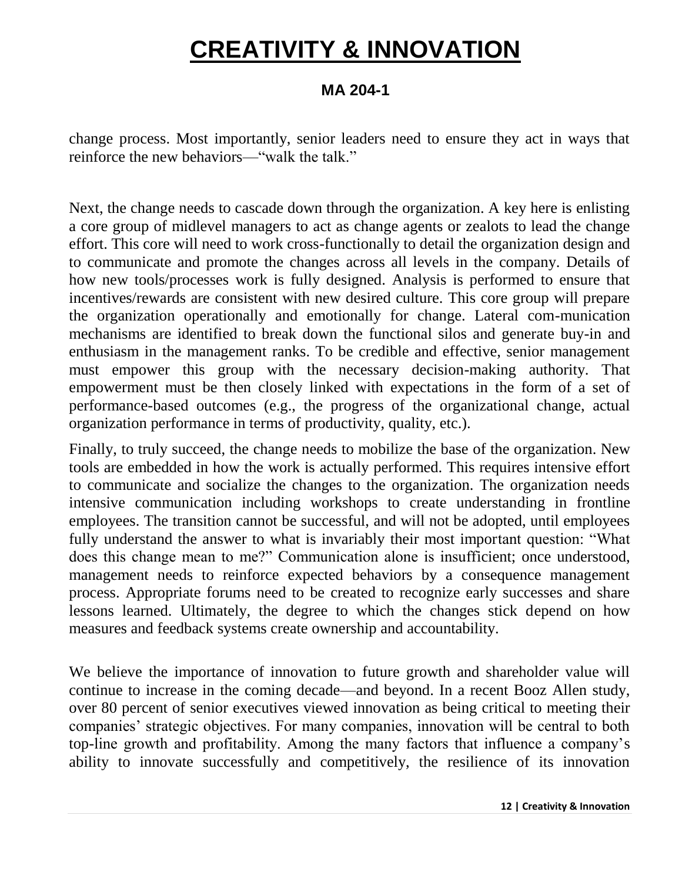change process. Most importantly, senior leaders need to ensure they act in ways that reinforce the new behaviors—"walk the talk."

Next, the change needs to cascade down through the organization. A key here is enlisting a core group of midlevel managers to act as change agents or zealots to lead the change effort. This core will need to work cross-functionally to detail the organization design and to communicate and promote the changes across all levels in the company. Details of how new tools/processes work is fully designed. Analysis is performed to ensure that incentives/rewards are consistent with new desired culture. This core group will prepare the organization operationally and emotionally for change. Lateral com-munication mechanisms are identified to break down the functional silos and generate buy-in and enthusiasm in the management ranks. To be credible and effective, senior management must empower this group with the necessary decision-making authority. That empowerment must be then closely linked with expectations in the form of a set of performance-based outcomes (e.g., the progress of the organizational change, actual organization performance in terms of productivity, quality, etc.).

Finally, to truly succeed, the change needs to mobilize the base of the organization. New tools are embedded in how the work is actually performed. This requires intensive effort to communicate and socialize the changes to the organization. The organization needs intensive communication including workshops to create understanding in frontline employees. The transition cannot be successful, and will not be adopted, until employees fully understand the answer to what is invariably their most important question: "What does this change mean to me?" Communication alone is insufficient; once understood, management needs to reinforce expected behaviors by a consequence management process. Appropriate forums need to be created to recognize early successes and share lessons learned. Ultimately, the degree to which the changes stick depend on how measures and feedback systems create ownership and accountability.

We believe the importance of innovation to future growth and shareholder value will continue to increase in the coming decade—and beyond. In a recent Booz Allen study, over 80 percent of senior executives viewed innovation as being critical to meeting their companies' strategic objectives. For many companies, innovation will be central to both top-line growth and profitability. Among the many factors that influence a company's ability to innovate successfully and competitively, the resilience of its innovation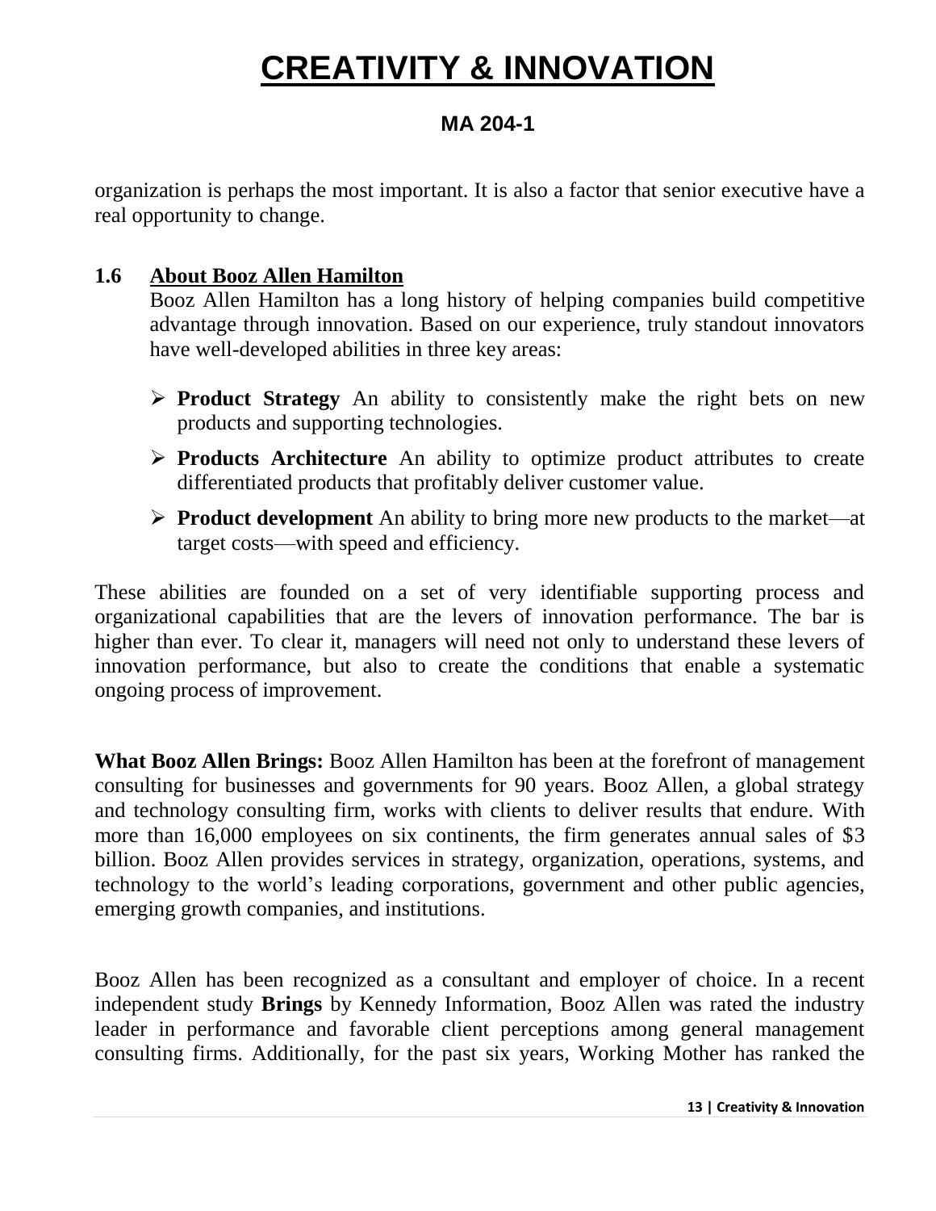organization is perhaps the most important. It is also a factor that senior executive have a real opportunity to change.

## 1.6 About Booz Allen Hamilton

Booz Allen Hamilton has a long history of helping companies build competitive advantage through innovation. Based on our experience, truly standout innovators have well-developed abilities in three key areas:

- **Product Strategy** An ability to consistently make the right bets on new products and supporting technologies.
- **Products Architecture** An ability to optimize product attributes to create differentiated products that profitably deliver customer value.
- **Product development** An ability to bring more new products to the market—at target costs—with speed and efficiency.

These abilities are founded on a set of very identifiable supporting process and organizational capabilities that are the levers of innovation performance. The bar is higher than ever. To clear it, managers will need not only to understand these levers of innovation performance, but also to create the conditions that enable a systematic ongoing process of improvement.

**What Booz Allen Brings:** Booz Allen Hamilton has been at the forefront of management consulting for businesses and governments for 90 years. Booz Allen, a global strategy and technology consulting firm, works with clients to deliver results that endure. With more than 16,000 employees on six continents, the firm generates annual sales of $3 billion. Booz Allen provides services in strategy, organization, operations, systems, and technology to the world's leading corporations, government and other public agencies, emerging growth companies, and institutions.

Booz Allen has been recognized as a consultant and employer of choice. In a recent independent study **Brings** by Kennedy Information, Booz Allen was rated the industry leader in performance and favorable client perceptions among general management consulting firms. Additionally, for the past six years, Working Mother has ranked the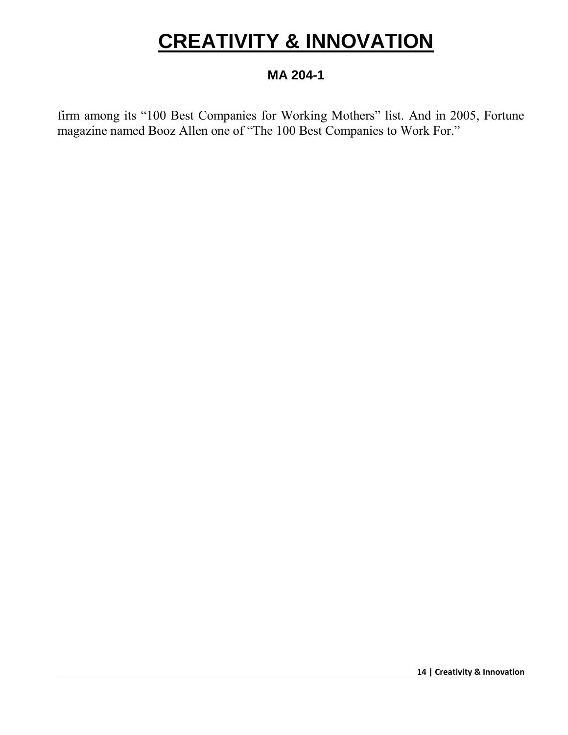firm among its “100 Best Companies for Working Mothers” list. And in 2005, Fortune magazine named Booz Allen one of “The 100 Best Companies to Work For.”